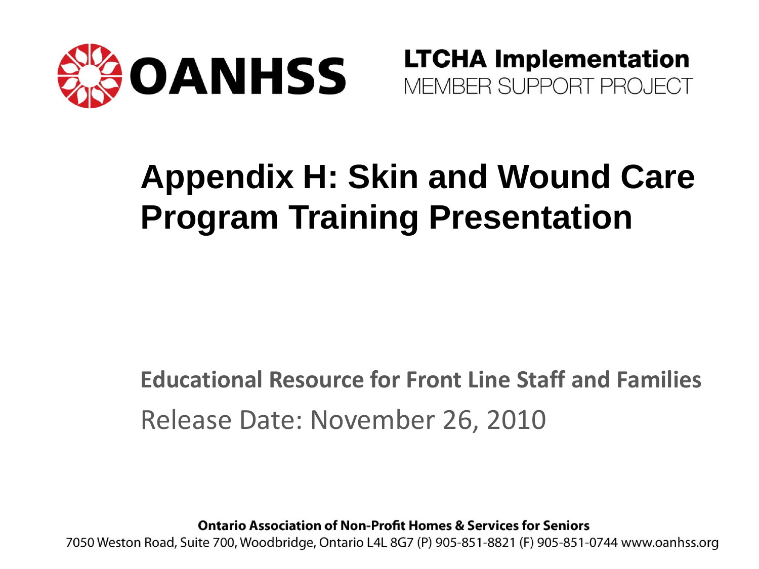**OANHSS**

**LTCHA Implementation**
MEMBER SUPPORT PROJECT

# Appendix H: Skin and Wound Care Program Training Presentation

**Educational Resource for Front Line Staff and Families**

Release Date: November 26, 2010

**Ontario Association of Non-Profit Homes & Services for Seniors**
7050 Weston Road, Suite 700, Woodbridge, Ontario L4L 8G7 (P) 905-851-8821 (F) 905-851-0744 www.oanhss.org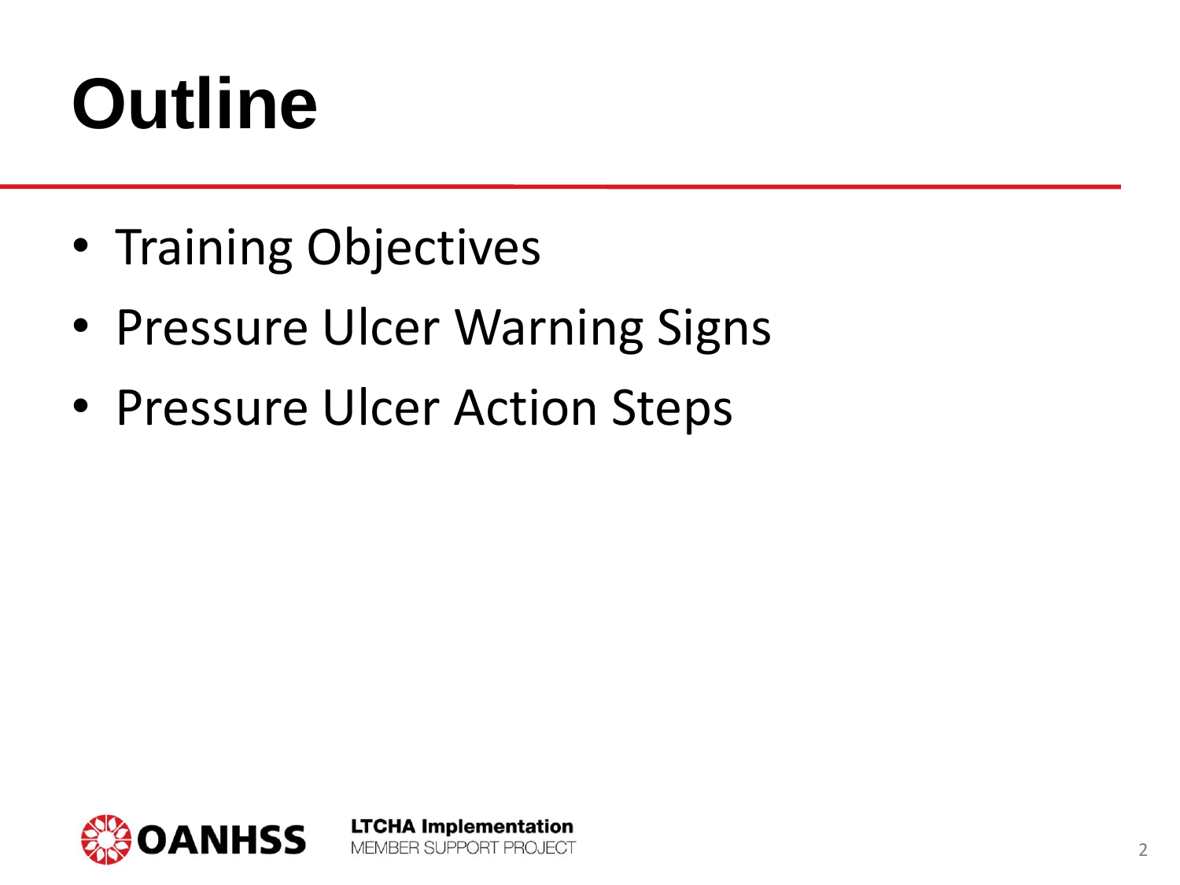# Outline

- Training Objectives
- Pressure Ulcer Warning Signs
- Pressure Ulcer Action Steps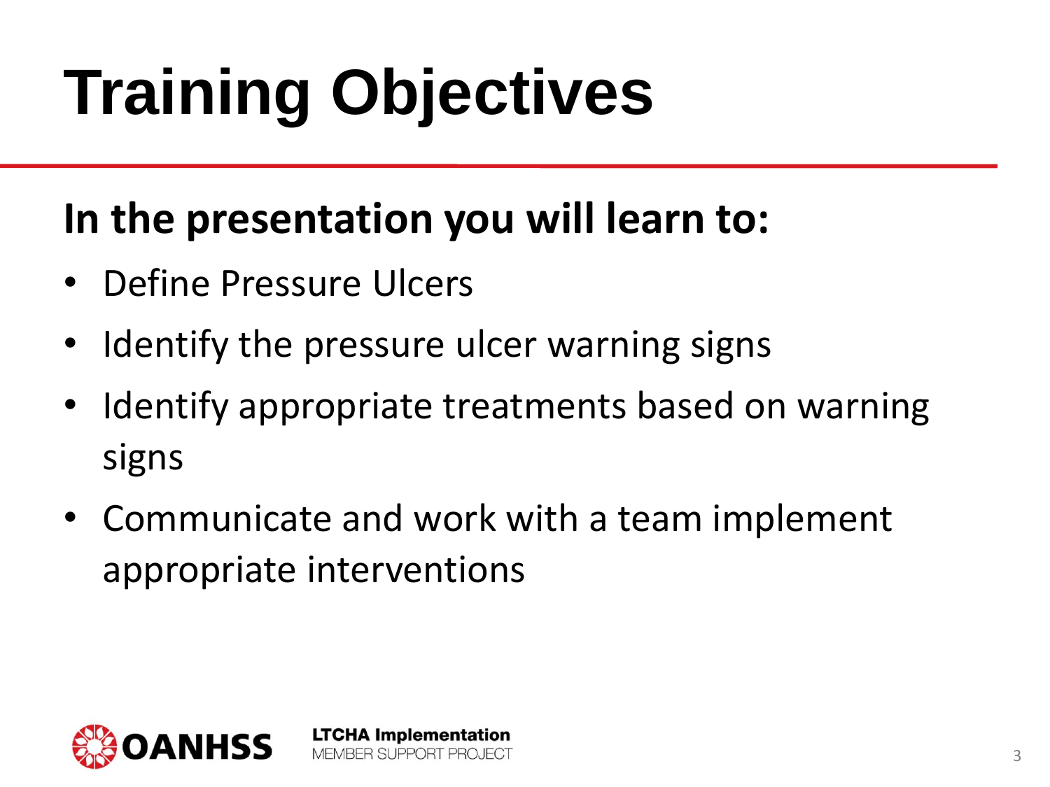# Training Objectives

**In the presentation you will learn to:**

- Define Pressure Ulcers
- Identify the pressure ulcer warning signs
- Identify appropriate treatments based on warning signs
- Communicate and work with a team implement appropriate interventions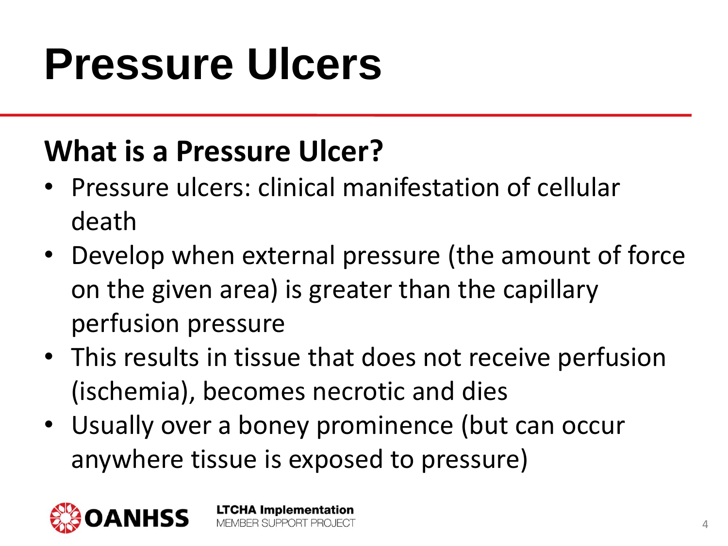# Pressure Ulcers

## What is a Pressure Ulcer?

- Pressure ulcers: clinical manifestation of cellular death
- Develop when external pressure (the amount of force on the given area) is greater than the capillary perfusion pressure
- This results in tissue that does not receive perfusion (ischemia), becomes necrotic and dies
- Usually over a boney prominence (but can occur anywhere tissue is exposed to pressure)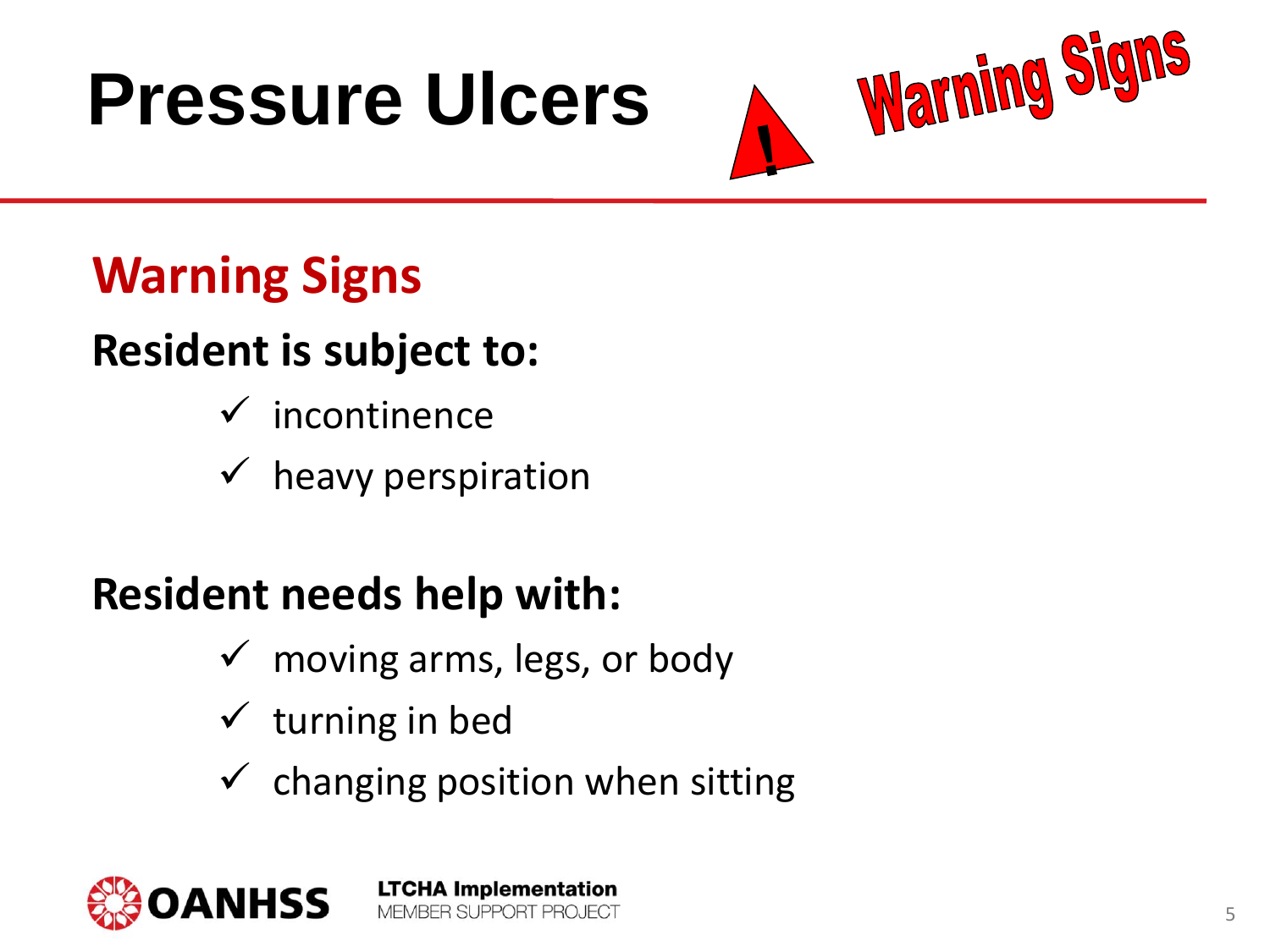# Pressure Ulcers

## Warning Signs

**Resident is subject to:**

- ✓ incontinence
- ✓ heavy perspiration

**Resident needs help with:**

- ✓ moving arms, legs, or body
- ✓ turning in bed
- ✓ changing position when sitting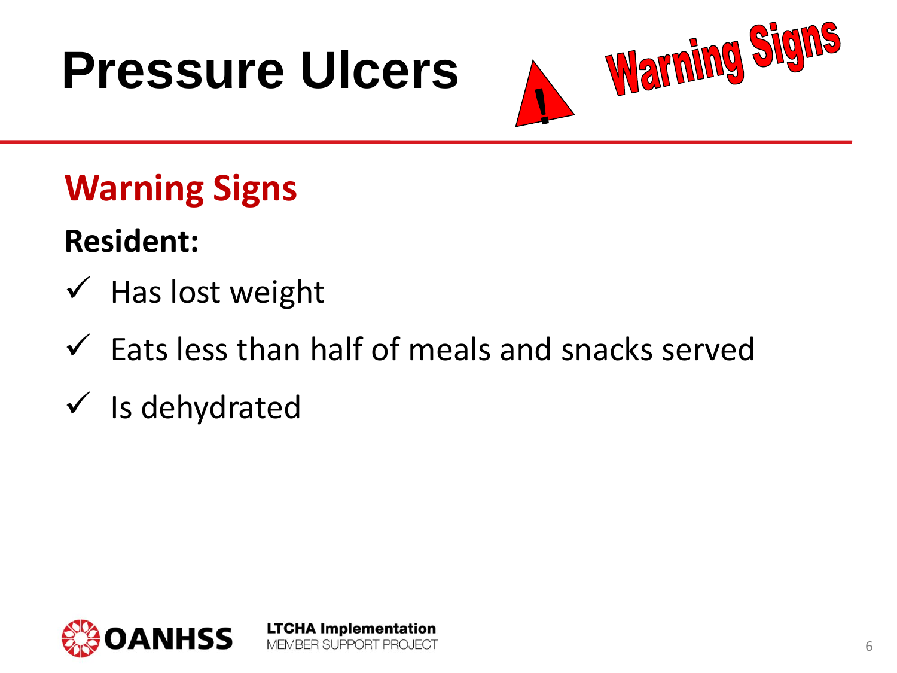# Pressure Ulcers

## Warning Signs

**Resident:**

- ✓ Has lost weight
- ✓ Eats less than half of meals and snacks served
- ✓ Is dehydrated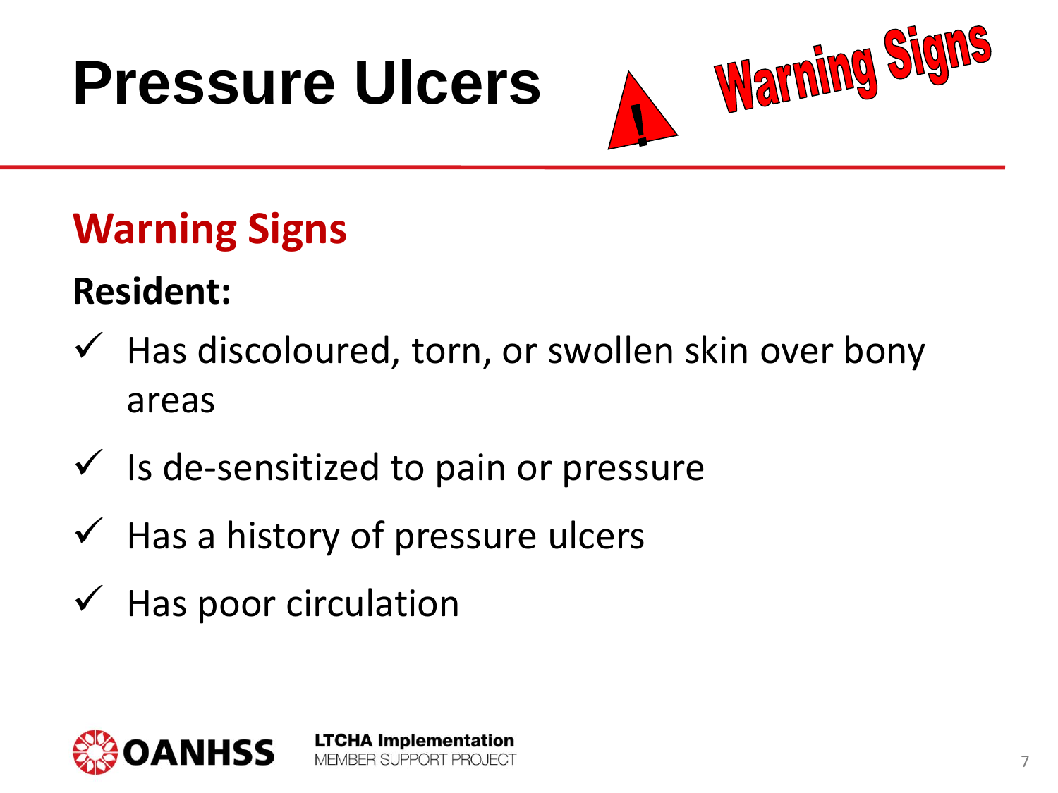# Pressure Ulcers

## Warning Signs

**Resident:**

- ✓ Has discoloured, torn, or swollen skin over bony areas
- ✓ Is de-sensitized to pain or pressure
- ✓ Has a history of pressure ulcers
- ✓ Has poor circulation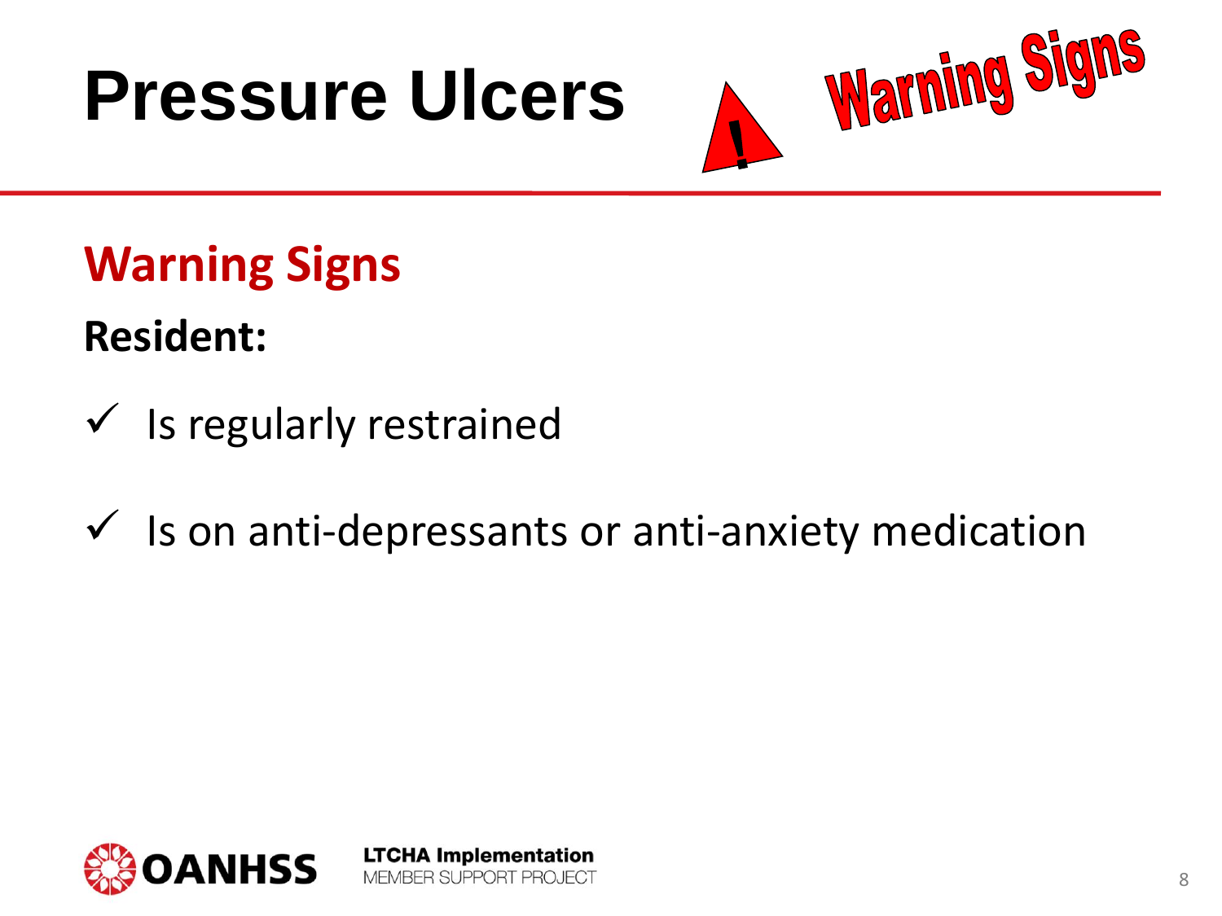# Pressure Ulcers

## Warning Signs

**Resident:**

- ✓ Is regularly restrained
- ✓ Is on anti-depressants or anti-anxiety medication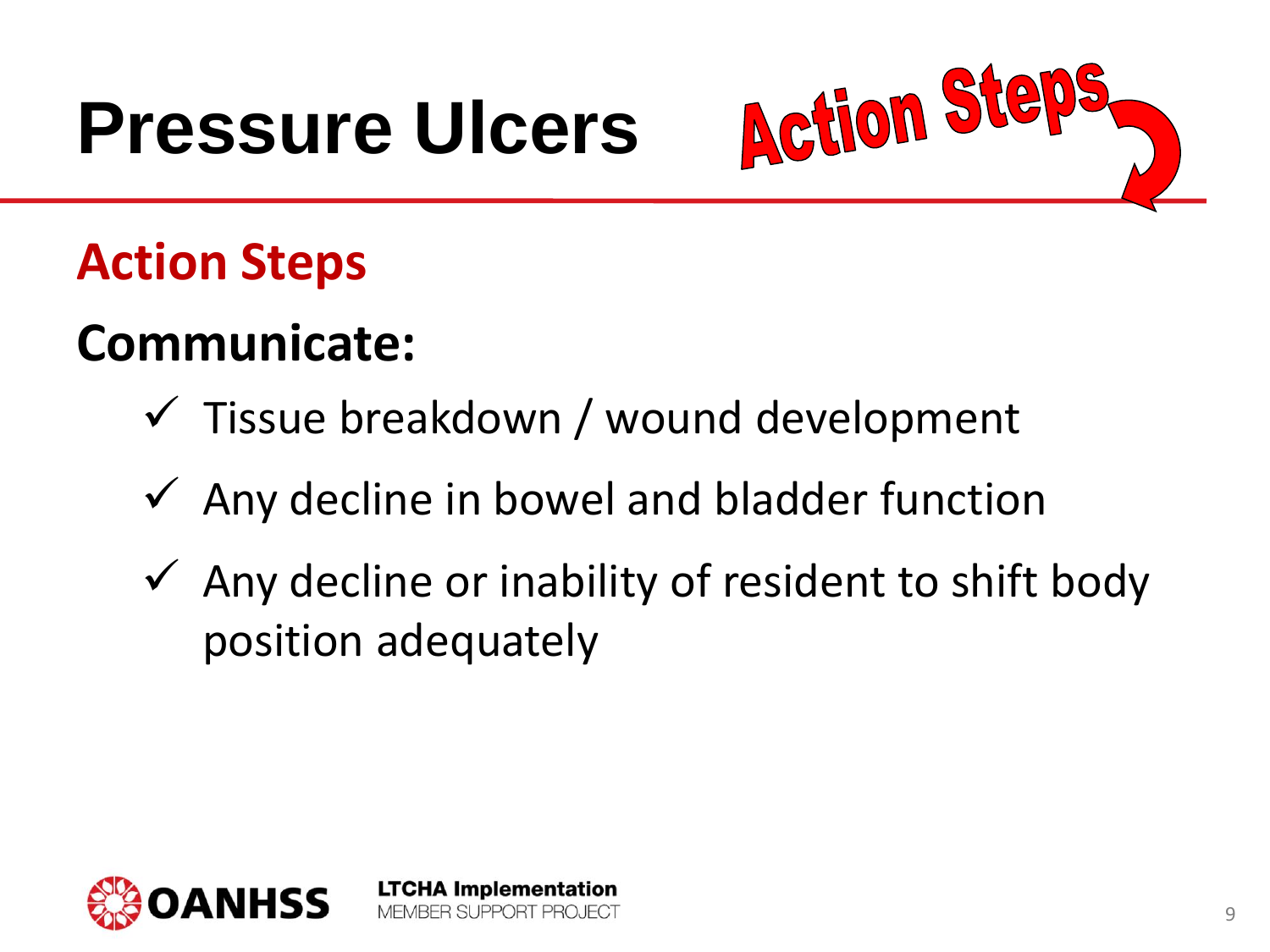# Pressure Ulcers

Action Steps

## Action Steps

### Communicate:

- ✓ Tissue breakdown / wound development
- ✓ Any decline in bowel and bladder function
- ✓ Any decline or inability of resident to shift body position adequately

OANHSS

LTCHA Implementation
MEMBER SUPPORT PROJECT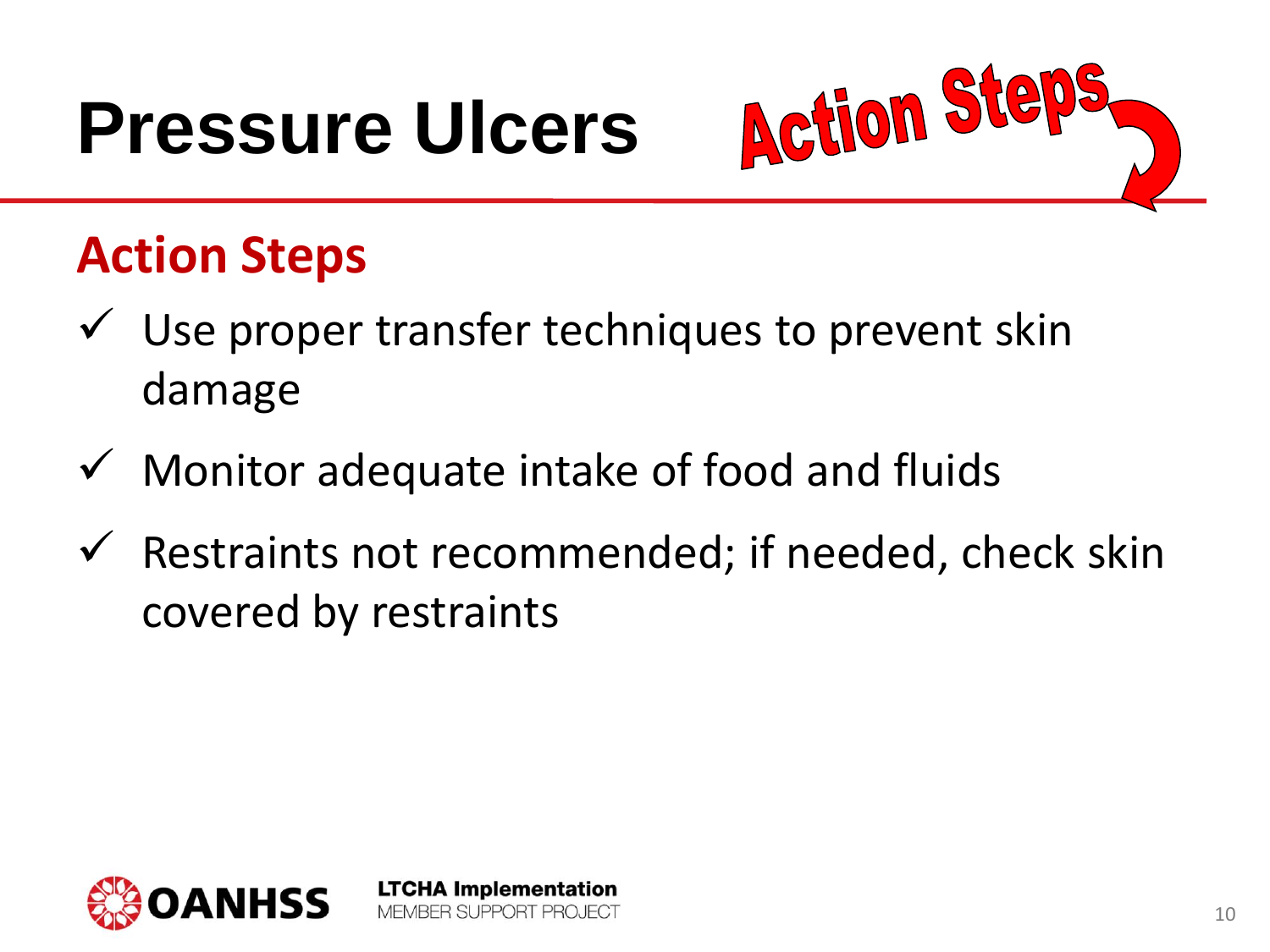# Pressure Ulcers

Action Steps

## Action Steps

- ✓ Use proper transfer techniques to prevent skin damage
- ✓ Monitor adequate intake of food and fluids
- ✓ Restraints not recommended; if needed, check skin covered by restraints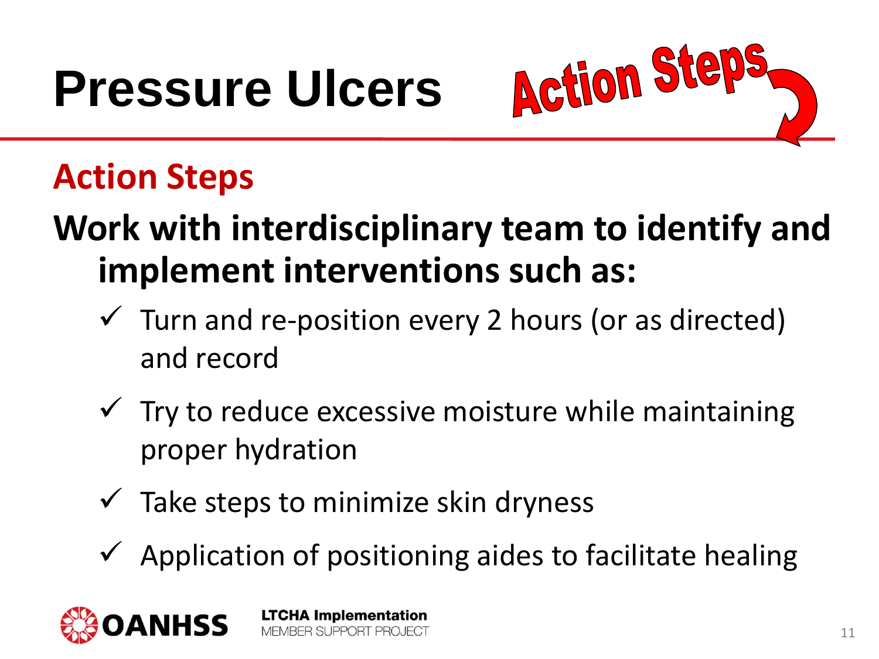# Pressure Ulcers

Action Steps

## Action Steps

**Work with interdisciplinary team to identify and implement interventions such as:**

- ✓ Turn and re-position every 2 hours (or as directed) and record
- ✓ Try to reduce excessive moisture while maintaining proper hydration
- ✓ Take steps to minimize skin dryness
- ✓ Application of positioning aides to facilitate healing

OANHSS

**LTCHA Implementation**
MEMBER SUPPORT PROJECT